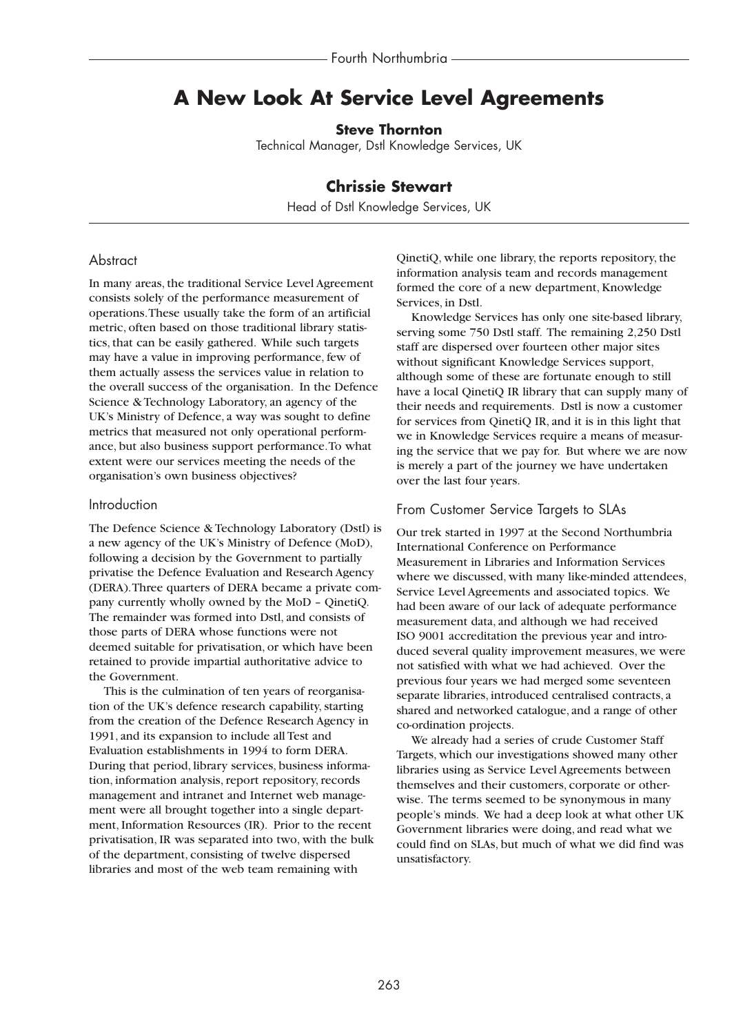# A New Look At Service Level Agreements

**Steve Thornton**

Technical Manager, Dstl Knowledge Services, UK

**Chrissie Stewart**

Head of Dstl Knowledge Services, UK

## Abstract

In many areas, the traditional Service Level Agreement consists solely of the performance measurement of operations. These usually take the form of an artificial metric, often based on those traditional library statistics, that can be easily gathered. While such targets may have a value in improving performance, few of them actually assess the services value in relation to the overall success of the organisation. In the Defence Science & Technology Laboratory, an agency of the UK's Ministry of Defence, a way was sought to define metrics that measured not only operational performance, but also business support performance. To what extent were our services meeting the needs of the organisation's own business objectives?

## Introduction

The Defence Science & Technology Laboratory (Dstl) is a new agency of the UK's Ministry of Defence (MoD), following a decision by the Government to partially privatise the Defence Evaluation and Research Agency (DERA). Three quarters of DERA became a private company currently wholly owned by the MoD – QinetiQ. The remainder was formed into Dstl, and consists of those parts of DERA whose functions were not deemed suitable for privatisation, or which have been retained to provide impartial authoritative advice to the Government.

This is the culmination of ten years of reorganisation of the UK's defence research capability, starting from the creation of the Defence Research Agency in 1991, and its expansion to include all Test and Evaluation establishments in 1994 to form DERA. During that period, library services, business information, information analysis, report repository, records management and intranet and Internet web management were all brought together into a single department, Information Resources (IR). Prior to the recent privatisation, IR was separated into two, with the bulk of the department, consisting of twelve dispersed libraries and most of the web team remaining with QinetiQ, while one library, the reports repository, the information analysis team and records management formed the core of a new department, Knowledge Services, in Dstl.

Knowledge Services has only one site-based library, serving some 750 Dstl staff. The remaining 2,250 Dstl staff are dispersed over fourteen other major sites without significant Knowledge Services support, although some of these are fortunate enough to still have a local QinetiQ IR library that can supply many of their needs and requirements. Dstl is now a customer for services from QinetiQ IR, and it is in this light that we in Knowledge Services require a means of measuring the service that we pay for. But where we are now is merely a part of the journey we have undertaken over the last four years.

## From Customer Service Targets to SLAs

Our trek started in 1997 at the Second Northumbria International Conference on Performance Measurement in Libraries and Information Services where we discussed, with many like-minded attendees, Service Level Agreements and associated topics. We had been aware of our lack of adequate performance measurement data, and although we had received ISO 9001 accreditation the previous year and introduced several quality improvement measures, we were not satisfied with what we had achieved. Over the previous four years we had merged some seventeen separate libraries, introduced centralised contracts, a shared and networked catalogue, and a range of other co-ordination projects.

We already had a series of crude Customer Staff Targets, which our investigations showed many other libraries using as Service Level Agreements between themselves and their customers, corporate or otherwise. The terms seemed to be synonymous in many people's minds. We had a deep look at what other UK Government libraries were doing, and read what we could find on SLAs, but much of what we did find was unsatisfactory.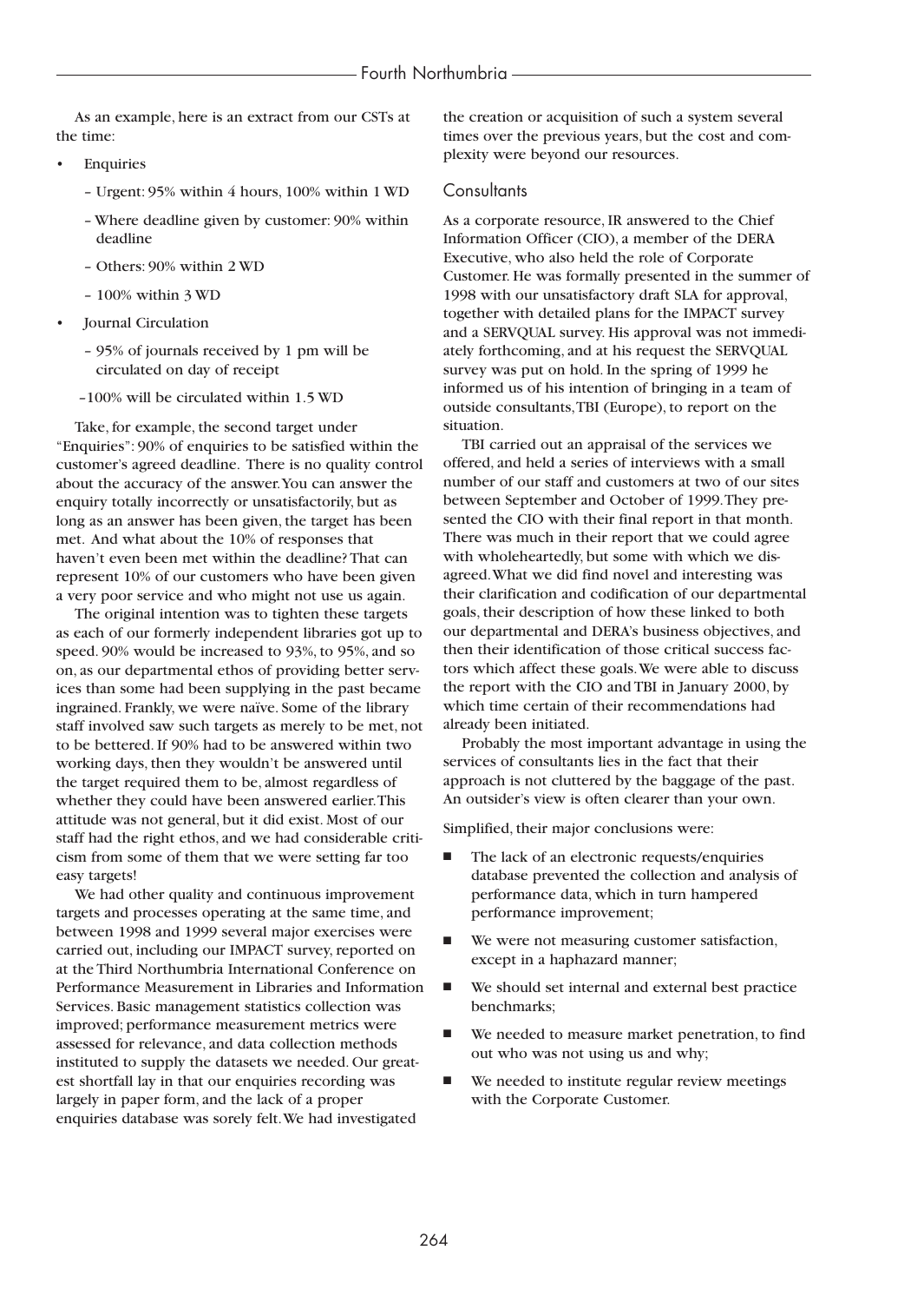As an example, here is an extract from our CSTs at the time:

- Enquiries
  - Urgent: 95% within 4 hours, 100% within 1 WD
  - Where deadline given by customer: 90% within deadline
  - Others: 90% within 2 WD
  - 100% within 3 WD
- Journal Circulation
  - 95% of journals received by 1 pm will be circulated on day of receipt
  - 100% will be circulated within 1.5 WD

Take, for example, the second target under "Enquiries": 90% of enquiries to be satisfied within the customer's agreed deadline. There is no quality control about the accuracy of the answer. You can answer the enquiry totally incorrectly or unsatisfactorily, but as long as an answer has been given, the target has been met. And what about the 10% of responses that haven't even been met within the deadline? That can represent 10% of our customers who have been given a very poor service and who might not use us again.

The original intention was to tighten these targets as each of our formerly independent libraries got up to speed. 90% would be increased to 93%, to 95%, and so on, as our departmental ethos of providing better services than some had been supplying in the past became ingrained. Frankly, we were naïve. Some of the library staff involved saw such targets as merely to be met, not to be bettered. If 90% had to be answered within two working days, then they wouldn't be answered until the target required them to be, almost regardless of whether they could have been answered earlier. This attitude was not general, but it did exist. Most of our staff had the right ethos, and we had considerable criticism from some of them that we were setting far too easy targets!

We had other quality and continuous improvement targets and processes operating at the same time, and between 1998 and 1999 several major exercises were carried out, including our IMPACT survey, reported on at the Third Northumbria International Conference on Performance Measurement in Libraries and Information Services. Basic management statistics collection was improved; performance measurement metrics were assessed for relevance, and data collection methods instituted to supply the datasets we needed. Our greatest shortfall lay in that our enquiries recording was largely in paper form, and the lack of a proper enquiries database was sorely felt. We had investigated the creation or acquisition of such a system several times over the previous years, but the cost and complexity were beyond our resources.

## Consultants

As a corporate resource, IR answered to the Chief Information Officer (CIO), a member of the DERA Executive, who also held the role of Corporate Customer. He was formally presented in the summer of 1998 with our unsatisfactory draft SLA for approval, together with detailed plans for the IMPACT survey and a SERVQUAL survey. His approval was not immediately forthcoming, and at his request the SERVQUAL survey was put on hold. In the spring of 1999 he informed us of his intention of bringing in a team of outside consultants, TBI (Europe), to report on the situation.

TBI carried out an appraisal of the services we offered, and held a series of interviews with a small number of our staff and customers at two of our sites between September and October of 1999. They presented the CIO with their final report in that month. There was much in their report that we could agree with wholeheartedly, but some with which we disagreed. What we did find novel and interesting was their clarification and codification of our departmental goals, their description of how these linked to both our departmental and DERA's business objectives, and then their identification of those critical success factors which affect these goals. We were able to discuss the report with the CIO and TBI in January 2000, by which time certain of their recommendations had already been initiated.

Probably the most important advantage in using the services of consultants lies in the fact that their approach is not cluttered by the baggage of the past. An outsider's view is often clearer than your own.

Simplified, their major conclusions were:

- The lack of an electronic requests/enquiries database prevented the collection and analysis of performance data, which in turn hampered performance improvement;
- We were not measuring customer satisfaction, except in a haphazard manner;
- We should set internal and external best practice benchmarks;
- We needed to measure market penetration, to find out who was not using us and why;
- We needed to institute regular review meetings with the Corporate Customer.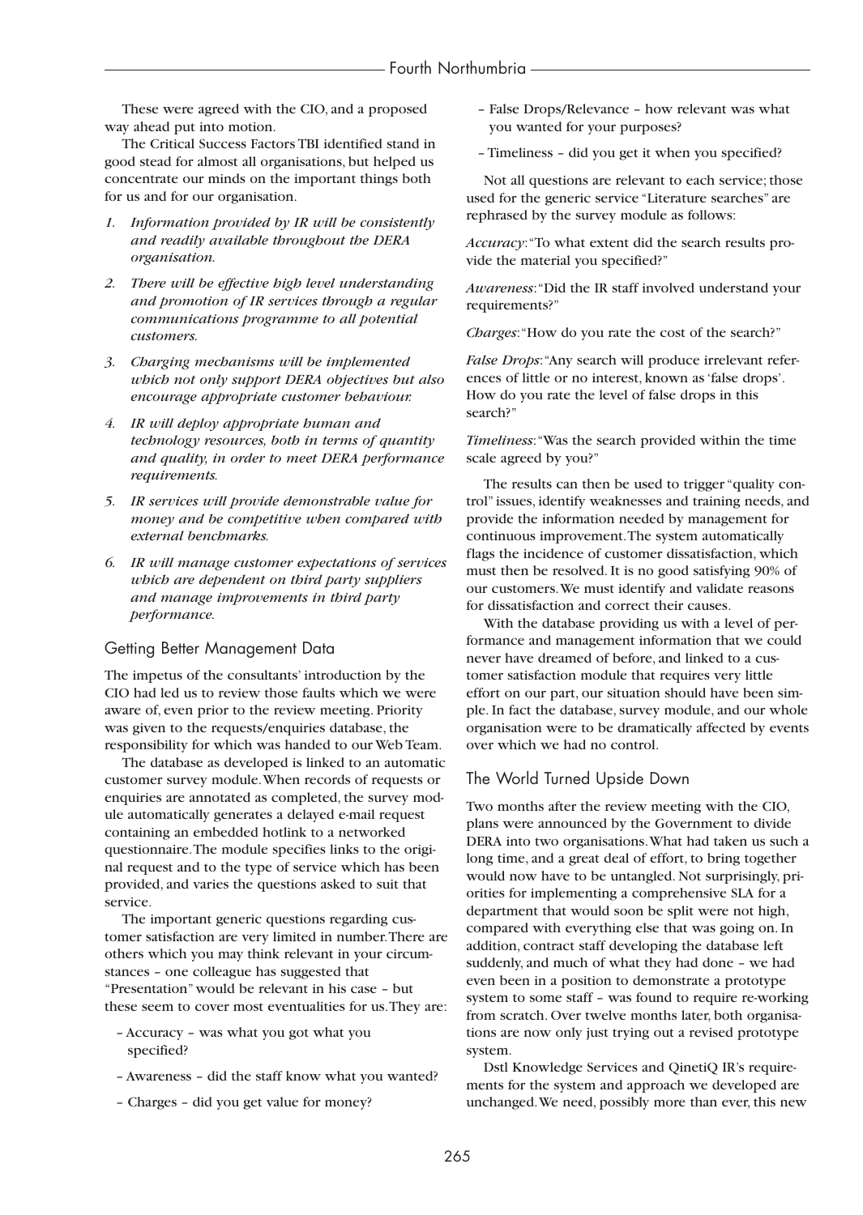These were agreed with the CIO, and a proposed way ahead put into motion.

The Critical Success Factors TBI identified stand in good stead for almost all organisations, but helped us concentrate our minds on the important things both for us and for our organisation.

1. *Information provided by IR will be consistently and readily available throughout the DERA organisation.*
2. *There will be effective high level understanding and promotion of IR services through a regular communications programme to all potential customers.*
3. *Charging mechanisms will be implemented which not only support DERA objectives but also encourage appropriate customer behaviour.*
4. *IR will deploy appropriate human and technology resources, both in terms of quantity and quality, in order to meet DERA performance requirements.*
5. *IR services will provide demonstrable value for money and be competitive when compared with external benchmarks.*
6. *IR will manage customer expectations of services which are dependent on third party suppliers and manage improvements in third party performance.*

## Getting Better Management Data

The impetus of the consultants' introduction by the CIO had led us to review those faults which we were aware of, even prior to the review meeting. Priority was given to the requests/enquiries database, the responsibility for which was handed to our Web Team.

The database as developed is linked to an automatic customer survey module. When records of requests or enquiries are annotated as completed, the survey module automatically generates a delayed e-mail request containing an embedded hotlink to a networked questionnaire. The module specifies links to the original request and to the type of service which has been provided, and varies the questions asked to suit that service.

The important generic questions regarding customer satisfaction are very limited in number. There are others which you may think relevant in your circumstances – one colleague has suggested that "Presentation" would be relevant in his case – but these seem to cover most eventualities for us. They are:

- Accuracy – was what you got what you specified?
- Awareness – did the staff know what you wanted?
- Charges – did you get value for money?
- False Drops/Relevance – how relevant was what you wanted for your purposes?
- Timeliness – did you get it when you specified?

Not all questions are relevant to each service; those used for the generic service "Literature searches" are rephrased by the survey module as follows:

*Accuracy*: "To what extent did the search results provide the material you specified?"

*Awareness*: "Did the IR staff involved understand your requirements?"

*Charges*: "How do you rate the cost of the search?"

*False Drops*: "Any search will produce irrelevant references of little or no interest, known as 'false drops'. How do you rate the level of false drops in this search?"

*Timeliness*: "Was the search provided within the time scale agreed by you?"

The results can then be used to trigger "quality control" issues, identify weaknesses and training needs, and provide the information needed by management for continuous improvement. The system automatically flags the incidence of customer dissatisfaction, which must then be resolved. It is no good satisfying 90% of our customers. We must identify and validate reasons for dissatisfaction and correct their causes.

With the database providing us with a level of performance and management information that we could never have dreamed of before, and linked to a customer satisfaction module that requires very little effort on our part, our situation should have been simple. In fact the database, survey module, and our whole organisation were to be dramatically affected by events over which we had no control.

## The World Turned Upside Down

Two months after the review meeting with the CIO, plans were announced by the Government to divide DERA into two organisations. What had taken us such a long time, and a great deal of effort, to bring together would now have to be untangled. Not surprisingly, priorities for implementing a comprehensive SLA for a department that would soon be split were not high, compared with everything else that was going on. In addition, contract staff developing the database left suddenly, and much of what they had done – we had even been in a position to demonstrate a prototype system to some staff – was found to require re-working from scratch. Over twelve months later, both organisations are now only just trying out a revised prototype system.

Dstl Knowledge Services and QinetiQ IR's requirements for the system and approach we developed are unchanged. We need, possibly more than ever, this new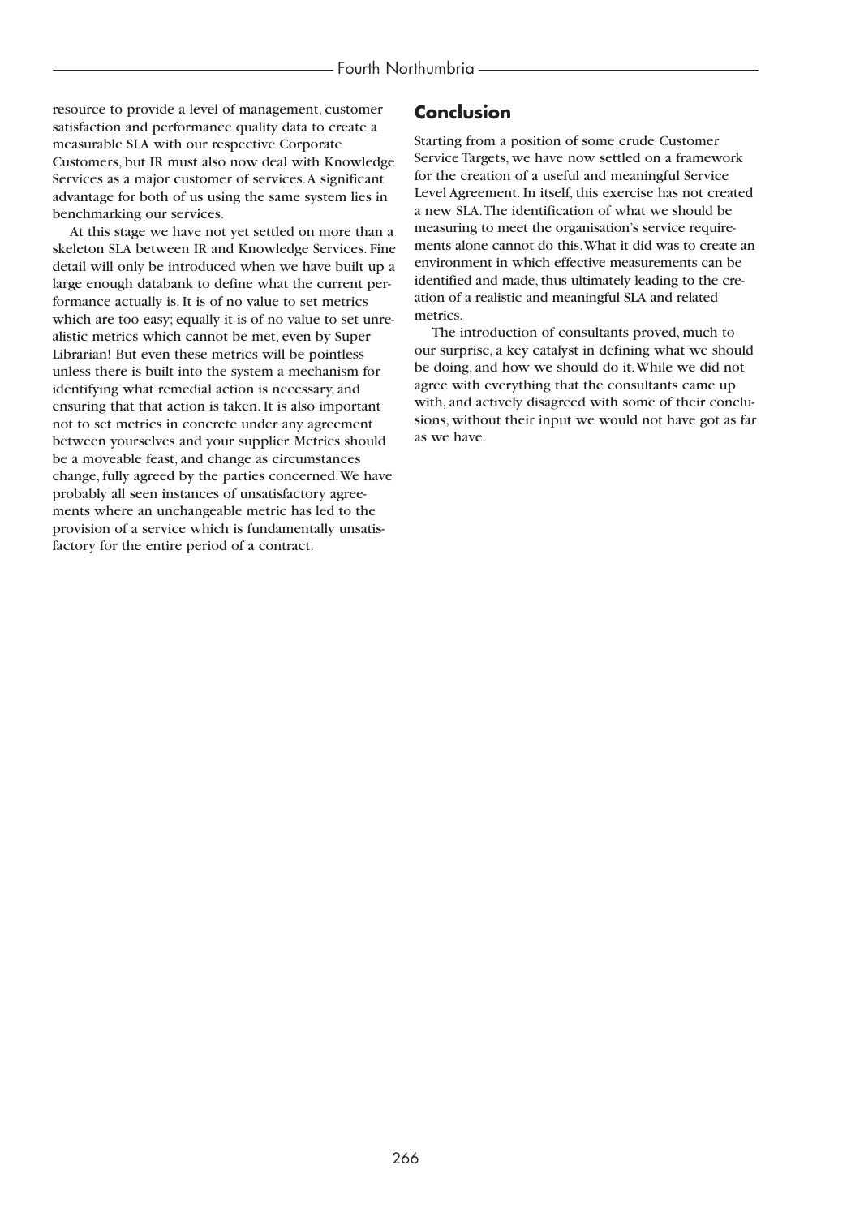resource to provide a level of management, customer satisfaction and performance quality data to create a measurable SLA with our respective Corporate Customers, but IR must also now deal with Knowledge Services as a major customer of services. A significant advantage for both of us using the same system lies in benchmarking our services.

At this stage we have not yet settled on more than a skeleton SLA between IR and Knowledge Services. Fine detail will only be introduced when we have built up a large enough databank to define what the current performance actually is. It is of no value to set metrics which are too easy; equally it is of no value to set unrealistic metrics which cannot be met, even by Super Librarian! But even these metrics will be pointless unless there is built into the system a mechanism for identifying what remedial action is necessary, and ensuring that that action is taken. It is also important not to set metrics in concrete under any agreement between yourselves and your supplier. Metrics should be a moveable feast, and change as circumstances change, fully agreed by the parties concerned. We have probably all seen instances of unsatisfactory agreements where an unchangeable metric has led to the provision of a service which is fundamentally unsatisfactory for the entire period of a contract.

## Conclusion

Starting from a position of some crude Customer Service Targets, we have now settled on a framework for the creation of a useful and meaningful Service Level Agreement. In itself, this exercise has not created a new SLA. The identification of what we should be measuring to meet the organisation's service requirements alone cannot do this. What it did was to create an environment in which effective measurements can be identified and made, thus ultimately leading to the creation of a realistic and meaningful SLA and related metrics.

The introduction of consultants proved, much to our surprise, a key catalyst in defining what we should be doing, and how we should do it. While we did not agree with everything that the consultants came up with, and actively disagreed with some of their conclusions, without their input we would not have got as far as we have.